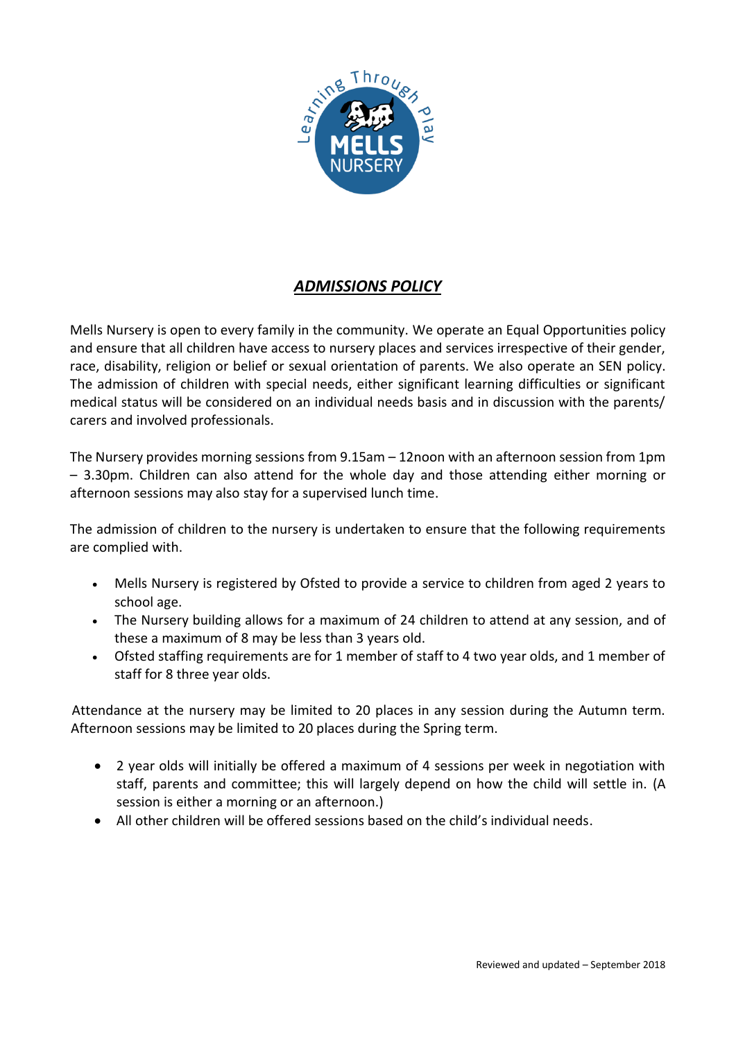# ***ADMISSIONS POLICY***

Mells Nursery is open to every family in the community. We operate an Equal Opportunities policy and ensure that all children have access to nursery places and services irrespective of their gender, race, disability, religion or belief or sexual orientation of parents. We also operate an SEN policy. The admission of children with special needs, either significant learning difficulties or significant medical status will be considered on an individual needs basis and in discussion with the parents/ carers and involved professionals.

The Nursery provides morning sessions from 9.15am – 12noon with an afternoon session from 1pm – 3.30pm. Children can also attend for the whole day and those attending either morning or afternoon sessions may also stay for a supervised lunch time.

The admission of children to the nursery is undertaken to ensure that the following requirements are complied with.

- Mells Nursery is registered by Ofsted to provide a service to children from aged 2 years to school age.
- The Nursery building allows for a maximum of 24 children to attend at any session, and of these a maximum of 8 may be less than 3 years old.
- Ofsted staffing requirements are for 1 member of staff to 4 two year olds, and 1 member of staff for 8 three year olds.

Attendance at the nursery may be limited to 20 places in any session during the Autumn term. Afternoon sessions may be limited to 20 places during the Spring term.

- 2 year olds will initially be offered a maximum of 4 sessions per week in negotiation with staff, parents and committee; this will largely depend on how the child will settle in. (A session is either a morning or an afternoon.)
- All other children will be offered sessions based on the child's individual needs.

Reviewed and updated – September 2018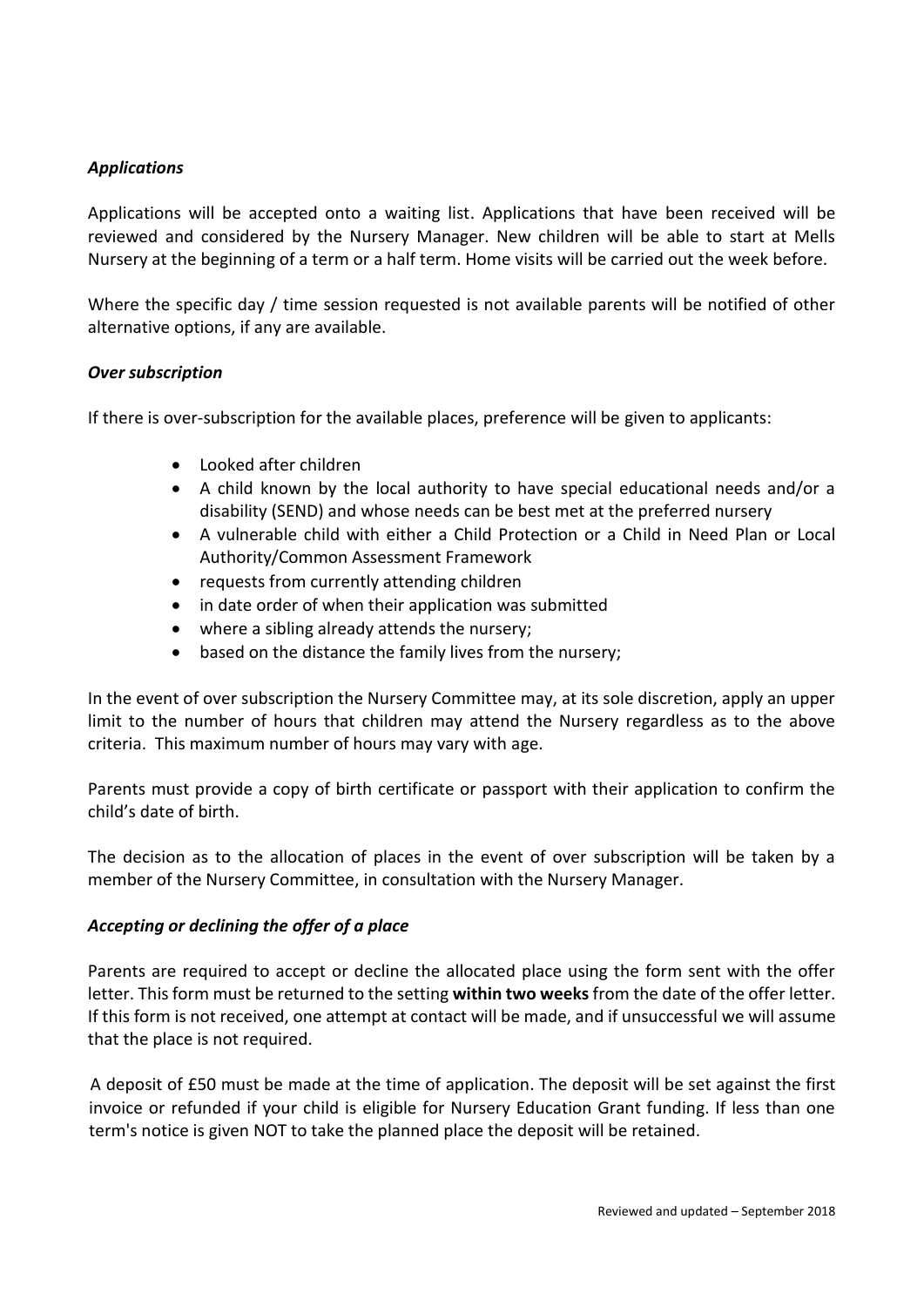### *Applications*

Applications will be accepted onto a waiting list. Applications that have been received will be reviewed and considered by the Nursery Manager. New children will be able to start at Mells Nursery at the beginning of a term or a half term. Home visits will be carried out the week before.

Where the specific day / time session requested is not available parents will be notified of other alternative options, if any are available.

### *Over subscription*

If there is over-subscription for the available places, preference will be given to applicants:

- Looked after children
- A child known by the local authority to have special educational needs and/or a disability (SEND) and whose needs can be best met at the preferred nursery
- A vulnerable child with either a Child Protection or a Child in Need Plan or Local Authority/Common Assessment Framework
- requests from currently attending children
- in date order of when their application was submitted
- where a sibling already attends the nursery;
- based on the distance the family lives from the nursery;

In the event of over subscription the Nursery Committee may, at its sole discretion, apply an upper limit to the number of hours that children may attend the Nursery regardless as to the above criteria. This maximum number of hours may vary with age.

Parents must provide a copy of birth certificate or passport with their application to confirm the child's date of birth.

The decision as to the allocation of places in the event of over subscription will be taken by a member of the Nursery Committee, in consultation with the Nursery Manager.

### *Accepting or declining the offer of a place*

Parents are required to accept or decline the allocated place using the form sent with the offer letter. This form must be returned to the setting **within two weeks** from the date of the offer letter. If this form is not received, one attempt at contact will be made, and if unsuccessful we will assume that the place is not required.

A deposit of £50 must be made at the time of application. The deposit will be set against the first invoice or refunded if your child is eligible for Nursery Education Grant funding. If less than one term's notice is given NOT to take the planned place the deposit will be retained.

Reviewed and updated – September 2018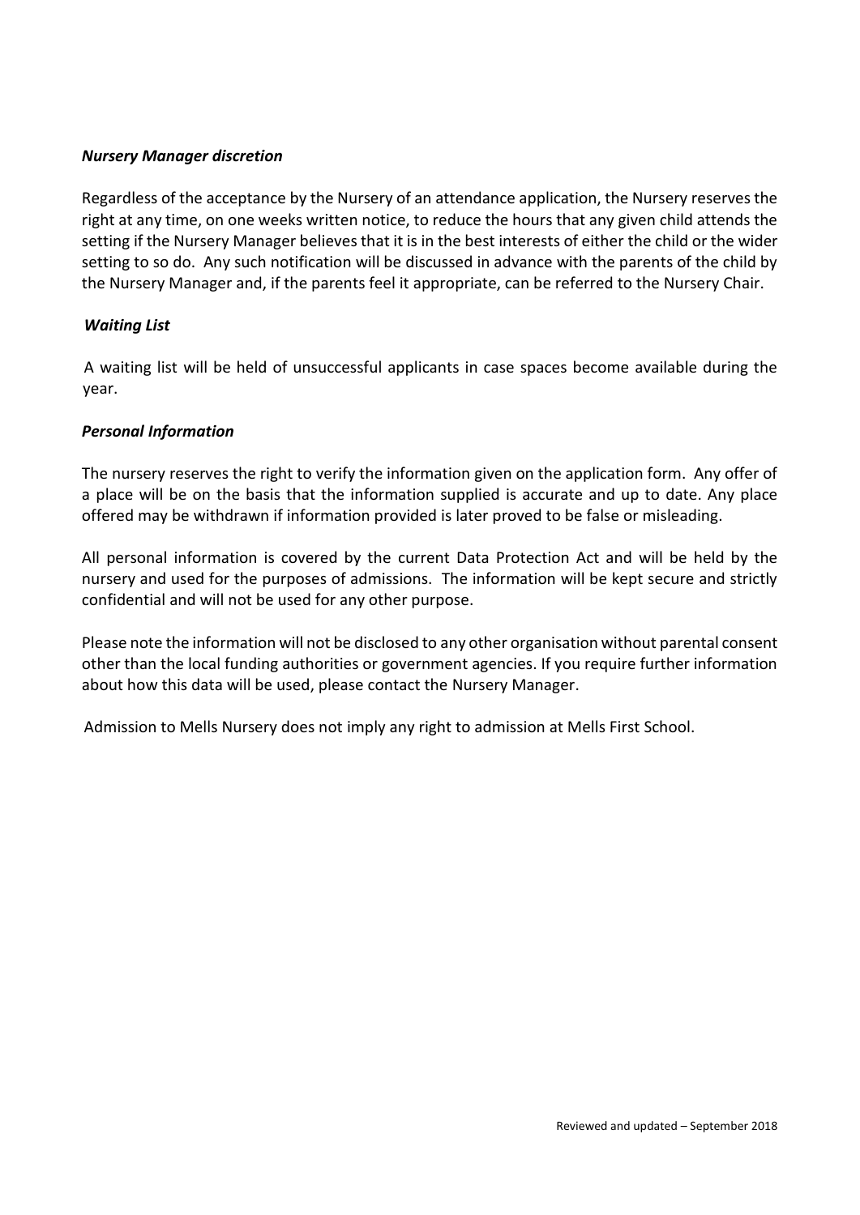***Nursery Manager discretion***

Regardless of the acceptance by the Nursery of an attendance application, the Nursery reserves the right at any time, on one weeks written notice, to reduce the hours that any given child attends the setting if the Nursery Manager believes that it is in the best interests of either the child or the wider setting to so do. Any such notification will be discussed in advance with the parents of the child by the Nursery Manager and, if the parents feel it appropriate, can be referred to the Nursery Chair.

***Waiting List***

A waiting list will be held of unsuccessful applicants in case spaces become available during the year.

***Personal Information***

The nursery reserves the right to verify the information given on the application form. Any offer of a place will be on the basis that the information supplied is accurate and up to date. Any place offered may be withdrawn if information provided is later proved to be false or misleading.

All personal information is covered by the current Data Protection Act and will be held by the nursery and used for the purposes of admissions. The information will be kept secure and strictly confidential and will not be used for any other purpose.

Please note the information will not be disclosed to any other organisation without parental consent other than the local funding authorities or government agencies. If you require further information about how this data will be used, please contact the Nursery Manager.

Admission to Mells Nursery does not imply any right to admission at Mells First School.

Reviewed and updated – September 2018